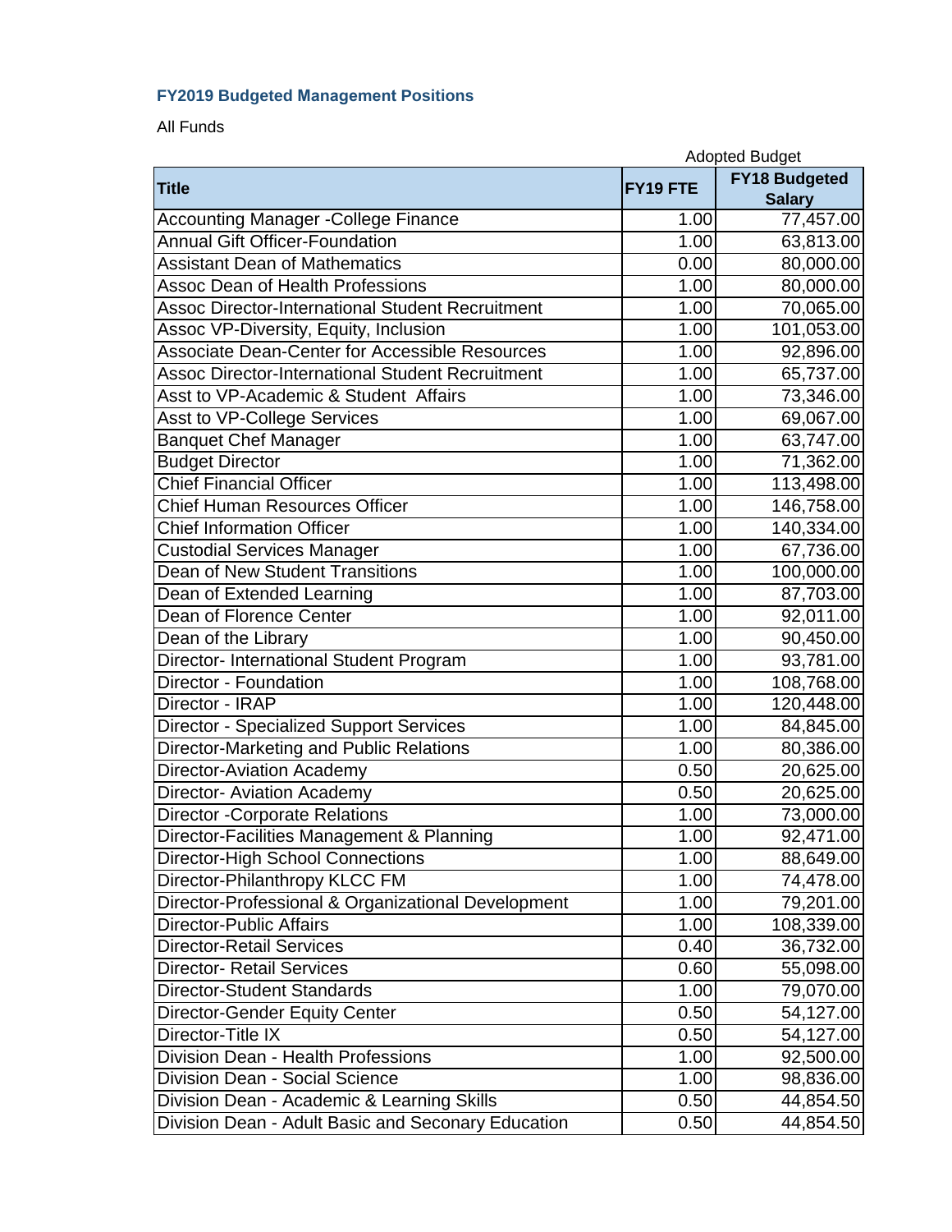### FY2019 Budgeted Management Positions

All Funds

| Title | FY19 FTE | Adopted Budget<br>FY18 Budgeted Salary |
|---|---|---|
| Accounting Manager -College Finance | 1.00 | 77,457.00 |
| Annual Gift Officer-Foundation | 1.00 | 63,813.00 |
| Assistant Dean of Mathematics | 0.00 | 80,000.00 |
| Assoc Dean of Health Professions | 1.00 | 80,000.00 |
| Assoc Director-International Student Recruitment | 1.00 | 70,065.00 |
| Assoc VP-Diversity, Equity, Inclusion | 1.00 | 101,053.00 |
| Associate Dean-Center for Accessible Resources | 1.00 | 92,896.00 |
| Assoc Director-International Student Recruitment | 1.00 | 65,737.00 |
| Asst to VP-Academic & Student Affairs | 1.00 | 73,346.00 |
| Asst to VP-College Services | 1.00 | 69,067.00 |
| Banquet Chef Manager | 1.00 | 63,747.00 |
| Budget Director | 1.00 | 71,362.00 |
| Chief Financial Officer | 1.00 | 113,498.00 |
| Chief Human Resources Officer | 1.00 | 146,758.00 |
| Chief Information Officer | 1.00 | 140,334.00 |
| Custodial Services Manager | 1.00 | 67,736.00 |
| Dean of New Student Transitions | 1.00 | 100,000.00 |
| Dean of Extended Learning | 1.00 | 87,703.00 |
| Dean of Florence Center | 1.00 | 92,011.00 |
| Dean of the Library | 1.00 | 90,450.00 |
| Director- International Student Program | 1.00 | 93,781.00 |
| Director - Foundation | 1.00 | 108,768.00 |
| Director - IRAP | 1.00 | 120,448.00 |
| Director - Specialized Support Services | 1.00 | 84,845.00 |
| Director-Marketing and Public Relations | 1.00 | 80,386.00 |
| Director-Aviation Academy | 0.50 | 20,625.00 |
| Director- Aviation Academy | 0.50 | 20,625.00 |
| Director -Corporate Relations | 1.00 | 73,000.00 |
| Director-Facilities Management & Planning | 1.00 | 92,471.00 |
| Director-High School Connections | 1.00 | 88,649.00 |
| Director-Philanthropy KLCC FM | 1.00 | 74,478.00 |
| Director-Professional & Organizational Development | 1.00 | 79,201.00 |
| Director-Public Affairs | 1.00 | 108,339.00 |
| Director-Retail Services | 0.40 | 36,732.00 |
| Director- Retail Services | 0.60 | 55,098.00 |
| Director-Student Standards | 1.00 | 79,070.00 |
| Director-Gender Equity Center | 0.50 | 54,127.00 |
| Director-Title IX | 0.50 | 54,127.00 |
| Division Dean - Health Professions | 1.00 | 92,500.00 |
| Division Dean - Social Science | 1.00 | 98,836.00 |
| Division Dean - Academic & Learning Skills | 0.50 | 44,854.50 |
| Division Dean - Adult Basic and Seconary Education | 0.50 | 44,854.50 |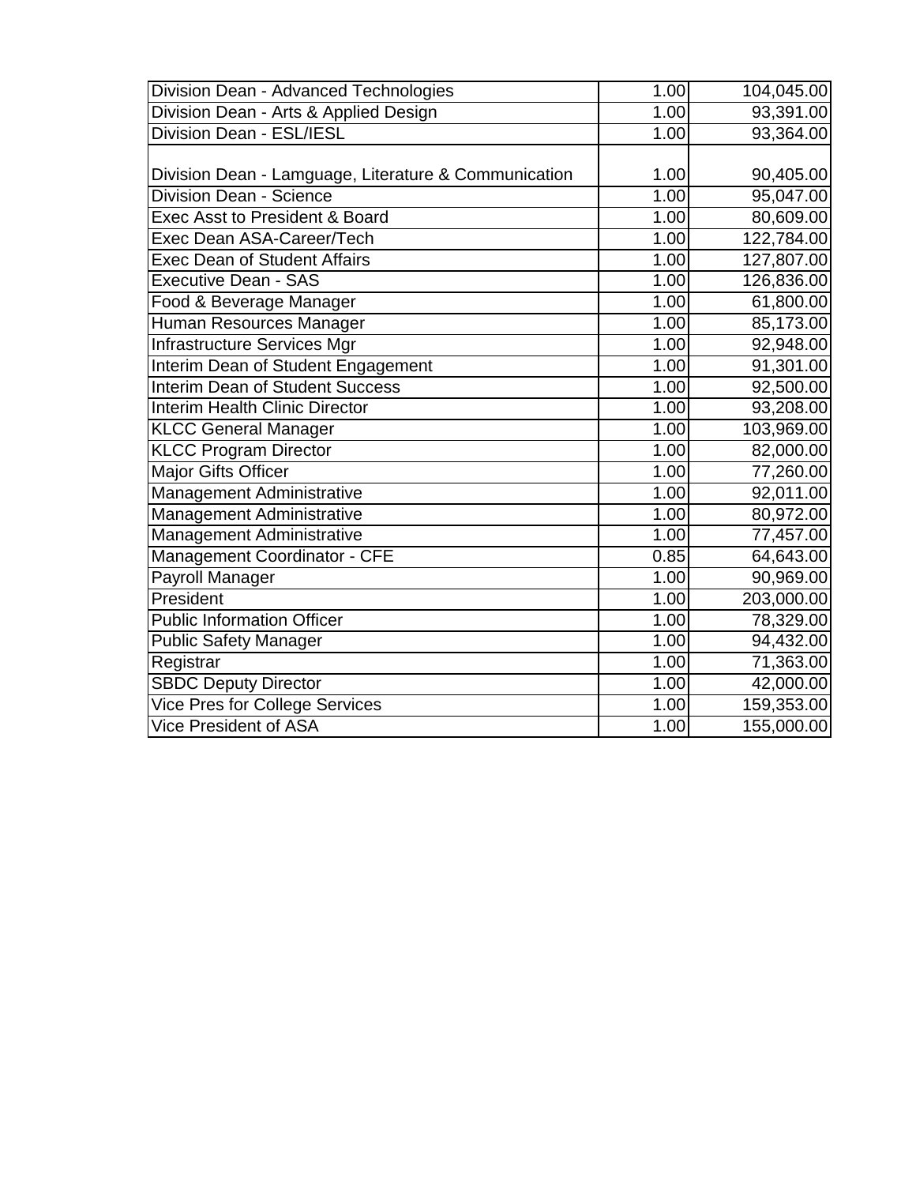| | | |
|---|---|---|
| Division Dean - Advanced Technologies | 1.00 | 104,045.00 |
| Division Dean - Arts & Applied Design | 1.00 | 93,391.00 |
| Division Dean - ESL/IESL | 1.00 | 93,364.00 |
| Division Dean - Lamguage, Literature & Communication | 1.00 | 90,405.00 |
| Division Dean - Science | 1.00 | 95,047.00 |
| Exec Asst to President & Board | 1.00 | 80,609.00 |
| Exec Dean ASA-Career/Tech | 1.00 | 122,784.00 |
| Exec Dean of Student Affairs | 1.00 | 127,807.00 |
| Executive Dean - SAS | 1.00 | 126,836.00 |
| Food & Beverage Manager | 1.00 | 61,800.00 |
| Human Resources Manager | 1.00 | 85,173.00 |
| Infrastructure Services Mgr | 1.00 | 92,948.00 |
| Interim Dean of Student Engagement | 1.00 | 91,301.00 |
| Interim Dean of Student Success | 1.00 | 92,500.00 |
| Interim Health Clinic Director | 1.00 | 93,208.00 |
| KLCC General Manager | 1.00 | 103,969.00 |
| KLCC Program Director | 1.00 | 82,000.00 |
| Major Gifts Officer | 1.00 | 77,260.00 |
| Management Administrative | 1.00 | 92,011.00 |
| Management Administrative | 1.00 | 80,972.00 |
| Management Administrative | 1.00 | 77,457.00 |
| Management Coordinator - CFE | 0.85 | 64,643.00 |
| Payroll Manager | 1.00 | 90,969.00 |
| President | 1.00 | 203,000.00 |
| Public Information Officer | 1.00 | 78,329.00 |
| Public Safety Manager | 1.00 | 94,432.00 |
| Registrar | 1.00 | 71,363.00 |
| SBDC Deputy Director | 1.00 | 42,000.00 |
| Vice Pres for College Services | 1.00 | 159,353.00 |
| Vice President of ASA | 1.00 | 155,000.00 |